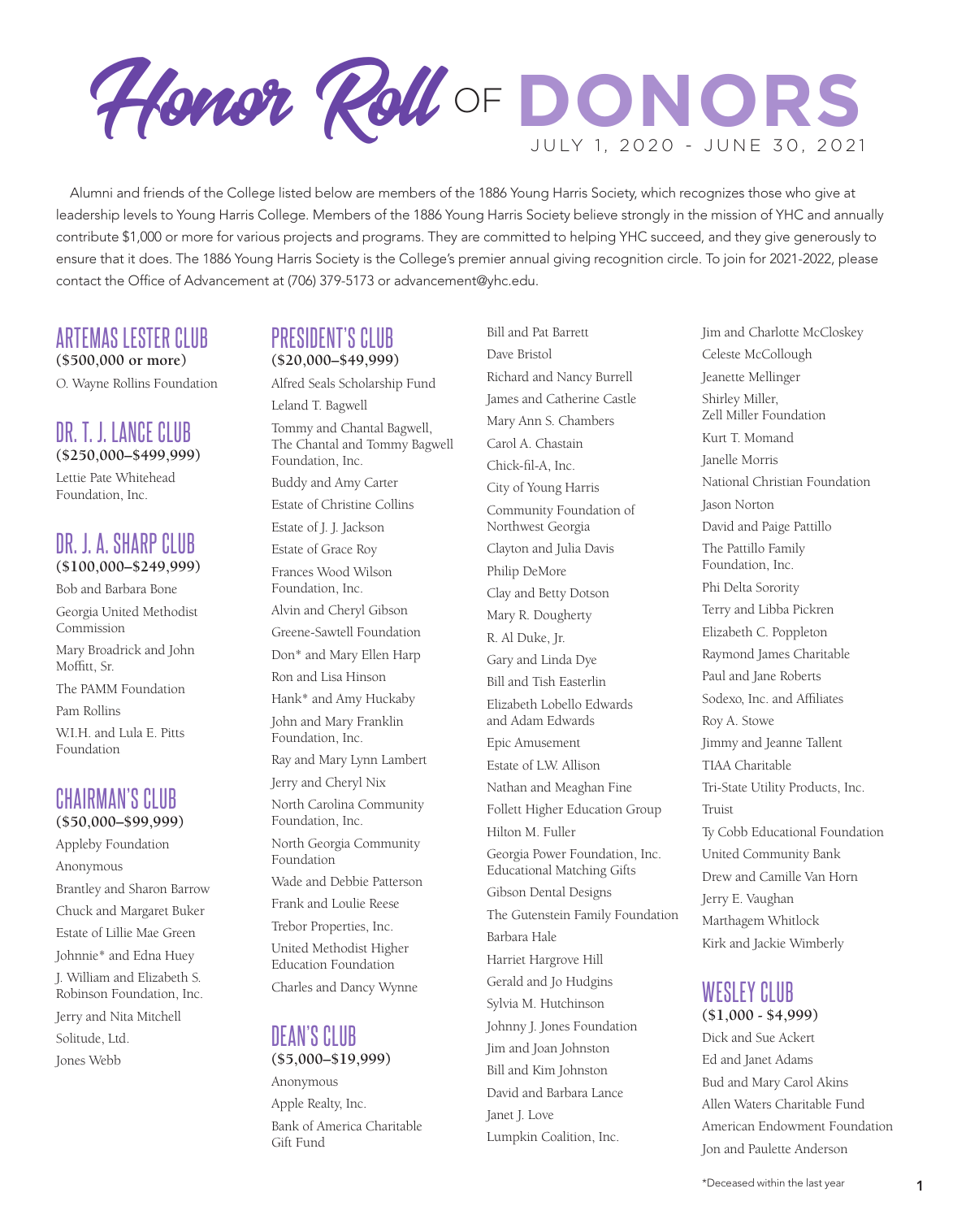# Honor Roll OF DONORS

JULY 1, 2020 - JUNE 30, 2021

Alumni and friends of the College listed below are members of the 1886 Young Harris Society, which recognizes those who give at leadership levels to Young Harris College. Members of the 1886 Young Harris Society believe strongly in the mission of YHC and annually contribute $1,000 or more for various projects and programs. They are committed to helping YHC succeed, and they give generously to ensure that it does. The 1886 Young Harris Society is the College's premier annual giving recognition circle. To join for 2021-2022, please contact the Office of Advancement at (706) 379-5173 or advancement@yhc.edu.

## ARTEMAS LESTER CLUB

**($500,000 or more)**

O. Wayne Rollins Foundation

## DR. T. J. LANCE CLUB

**($250,000–$499,999)**

Lettie Pate Whitehead Foundation, Inc.

## DR. J. A. SHARP CLUB

**($100,000–$249,999)**

Bob and Barbara Bone

Georgia United Methodist Commission

Mary Broadrick and John Moffitt, Sr.

The PAMM Foundation

Pam Rollins

W.I.H. and Lula E. Pitts Foundation

## CHAIRMAN'S CLUB

**($50,000–$99,999)**

Appleby Foundation

Anonymous

Brantley and Sharon Barrow

Chuck and Margaret Buker

Estate of Lillie Mae Green

Johnnie* and Edna Huey

J. William and Elizabeth S. Robinson Foundation, Inc.

Jerry and Nita Mitchell

Solitude, Ltd.

Jones Webb

## PRESIDENT'S CLUB

**($20,000–$49,999)**

Alfred Seals Scholarship Fund

Leland T. Bagwell

Tommy and Chantal Bagwell, The Chantal and Tommy Bagwell Foundation, Inc.

Buddy and Amy Carter

Estate of Christine Collins

Estate of J. J. Jackson

Estate of Grace Roy

Frances Wood Wilson Foundation, Inc.

Alvin and Cheryl Gibson

Greene-Sawtell Foundation

Don* and Mary Ellen Harp

Ron and Lisa Hinson

Hank* and Amy Huckaby

John and Mary Franklin Foundation, Inc.

Ray and Mary Lynn Lambert

Jerry and Cheryl Nix

North Carolina Community Foundation, Inc.

North Georgia Community Foundation

Wade and Debbie Patterson

Frank and Loulie Reese

Trebor Properties, Inc.

United Methodist Higher Education Foundation

Charles and Dancy Wynne

## DEAN'S CLUB

**($5,000–$19,999)**

Anonymous

Apple Realty, Inc.

Bank of America Charitable Gift Fund

Bill and Pat Barrett

Dave Bristol

Richard and Nancy Burrell

James and Catherine Castle

Mary Ann S. Chambers

Carol A. Chastain

Chick-fil-A, Inc.

City of Young Harris

Community Foundation of Northwest Georgia

Clayton and Julia Davis

Philip DeMore

Clay and Betty Dotson

Mary R. Dougherty

R. Al Duke, Jr.

Gary and Linda Dye

Bill and Tish Easterlin

Elizabeth Lobello Edwards and Adam Edwards

Epic Amusement

Estate of L.W. Allison

Nathan and Meaghan Fine

Follett Higher Education Group

Hilton M. Fuller

Georgia Power Foundation, Inc. Educational Matching Gifts

Gibson Dental Designs

The Gutenstein Family Foundation

Barbara Hale

Harriet Hargrove Hill

Gerald and Jo Hudgins

Sylvia M. Hutchinson

Johnny J. Jones Foundation

Jim and Joan Johnston

Bill and Kim Johnston

David and Barbara Lance

Janet J. Love

Lumpkin Coalition, Inc.

Jim and Charlotte McCloskey

Celeste McCollough

Jeanette Mellinger

Shirley Miller, Zell Miller Foundation

Kurt T. Momand

Janelle Morris

National Christian Foundation

Jason Norton

David and Paige Pattillo

The Pattillo Family Foundation, Inc.

Phi Delta Sorority

Terry and Libba Pickren

Elizabeth C. Poppleton

Raymond James Charitable

Paul and Jane Roberts

Sodexo, Inc. and Affiliates

Roy A. Stowe

Jimmy and Jeanne Tallent

TIAA Charitable

Tri-State Utility Products, Inc.

Truist

Ty Cobb Educational Foundation

United Community Bank

Drew and Camille Van Horn

Jerry E. Vaughan

Marthagem Whitlock

Kirk and Jackie Wimberly

## WESLEY CLUB

**($1,000 - $4,999)**

Dick and Sue Ackert

Ed and Janet Adams

Bud and Mary Carol Akins

Allen Waters Charitable Fund

American Endowment Foundation

Jon and Paulette Anderson

*Deceased within the last year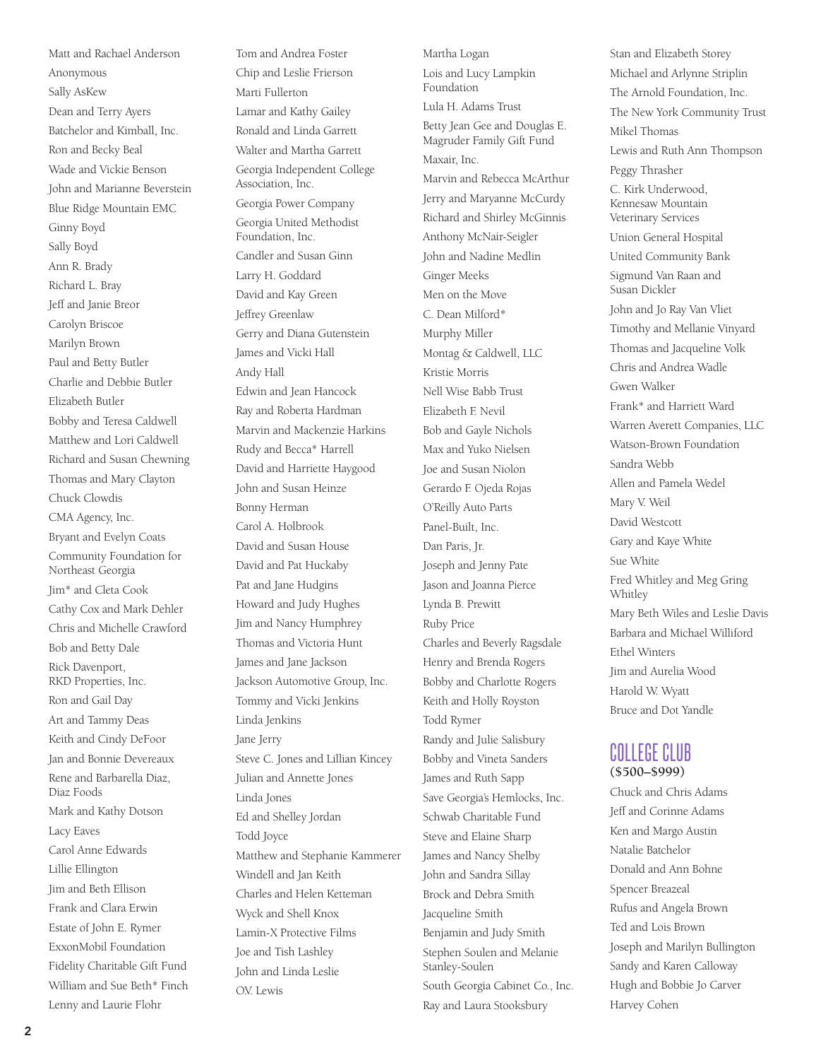Matt and Rachael Anderson
Anonymous
Sally AsKew
Dean and Terry Ayers
Batchelor and Kimball, Inc.
Ron and Becky Beal
Wade and Vickie Benson
John and Marianne Beverstein
Blue Ridge Mountain EMC
Ginny Boyd
Sally Boyd
Ann R. Brady
Richard L. Bray
Jeff and Janie Breor
Carolyn Briscoe
Marilyn Brown
Paul and Betty Butler
Charlie and Debbie Butler
Elizabeth Butler
Bobby and Teresa Caldwell
Matthew and Lori Caldwell
Richard and Susan Chewning
Thomas and Mary Clayton
Chuck Clowdis
CMA Agency, Inc.
Bryant and Evelyn Coats
Community Foundation for Northeast Georgia
Jim* and Cleta Cook
Cathy Cox and Mark Dehler
Chris and Michelle Crawford
Bob and Betty Dale
Rick Davenport, RKD Properties, Inc.
Ron and Gail Day
Art and Tammy Deas
Keith and Cindy DeFoor
Jan and Bonnie Devereaux
Rene and Barbarella Diaz, Diaz Foods
Mark and Kathy Dotson
Lacy Eaves
Carol Anne Edwards
Lillie Ellington
Jim and Beth Ellison
Frank and Clara Erwin
Estate of John E. Rymer
ExxonMobil Foundation
Fidelity Charitable Gift Fund
William and Sue Beth* Finch
Lenny and Laurie Flohr
Tom and Andrea Foster
Chip and Leslie Frierson
Marti Fullerton
Lamar and Kathy Gailey
Ronald and Linda Garrett
Walter and Martha Garrett
Georgia Independent College Association, Inc.
Georgia Power Company
Georgia United Methodist Foundation, Inc.
Candler and Susan Ginn
Larry H. Goddard
David and Kay Green
Jeffrey Greenlaw
Gerry and Diana Gutenstein
James and Vicki Hall
Andy Hall
Edwin and Jean Hancock
Ray and Roberta Hardman
Marvin and Mackenzie Harkins
Rudy and Becca* Harrell
David and Harriette Haygood
John and Susan Heinze
Bonny Herman
Carol A. Holbrook
David and Susan House
David and Pat Huckaby
Pat and Jane Hudgins
Howard and Judy Hughes
Jim and Nancy Humphrey
Thomas and Victoria Hunt
James and Jane Jackson
Jackson Automotive Group, Inc.
Tommy and Vicki Jenkins
Linda Jenkins
Jane Jerry
Steve C. Jones and Lillian Kincey
Julian and Annette Jones
Linda Jones
Ed and Shelley Jordan
Todd Joyce
Matthew and Stephanie Kammerer
Windell and Jan Keith
Charles and Helen Ketteman
Wyck and Shell Knox
Lamin-X Protective Films
Joe and Tish Lashley
John and Linda Leslie
O.V. Lewis
Martha Logan
Lois and Lucy Lampkin Foundation
Lula H. Adams Trust
Betty Jean Gee and Douglas E. Magruder Family Gift Fund
Maxair, Inc.
Marvin and Rebecca McArthur
Jerry and Maryanne McCurdy
Richard and Shirley McGinnis
Anthony McNair-Seigler
John and Nadine Medlin
Ginger Meeks
Men on the Move
C. Dean Milford*
Murphy Miller
Montag & Caldwell, LLC
Kristie Morris
Nell Wise Babb Trust
Elizabeth F. Nevil
Bob and Gayle Nichols
Max and Yuko Nielsen
Joe and Susan Niolon
Gerardo F. Ojeda Rojas
O'Reilly Auto Parts
Panel-Built, Inc.
Dan Paris, Jr.
Joseph and Jenny Pate
Jason and Joanna Pierce
Lynda B. Prewitt
Ruby Price
Charles and Beverly Ragsdale
Henry and Brenda Rogers
Bobby and Charlotte Rogers
Keith and Holly Royston
Todd Rymer
Randy and Julie Salisbury
Bobby and Vineta Sanders
James and Ruth Sapp
Save Georgia's Hemlocks, Inc.
Schwab Charitable Fund
Steve and Elaine Sharp
James and Nancy Shelby
John and Sandra Sillay
Brock and Debra Smith
Jacqueline Smith
Benjamin and Judy Smith
Stephen Soulen and Melanie Stanley-Soulen
South Georgia Cabinet Co., Inc.
Ray and Laura Stooksbury
Stan and Elizabeth Storey
Michael and Arlynne Striplin
The Arnold Foundation, Inc.
The New York Community Trust
Mikel Thomas
Lewis and Ruth Ann Thompson
Peggy Thrasher
C. Kirk Underwood, Kennesaw Mountain Veterinary Services
Union General Hospital
United Community Bank
Sigmund Van Raan and Susan Dickler
John and Jo Ray Van Vliet
Timothy and Mellanie Vinyard
Thomas and Jacqueline Volk
Chris and Andrea Wadle
Gwen Walker
Frank* and Harriett Ward
Warren Averett Companies, LLC
Watson-Brown Foundation
Sandra Webb
Allen and Pamela Wedel
Mary V. Weil
David Westcott
Gary and Kaye White
Sue White
Fred Whitley and Meg Gring Whitley
Mary Beth Wiles and Leslie Davis
Barbara and Michael Williford
Ethel Winters
Jim and Aurelia Wood
Harold W. Wyatt
Bruce and Dot Yandle

## COLLEGE CLUB
**($500–$999)**

Chuck and Chris Adams
Jeff and Corinne Adams
Ken and Margo Austin
Natalie Batchelor
Donald and Ann Bohne
Spencer Breazeal
Rufus and Angela Brown
Ted and Lois Brown
Joseph and Marilyn Bullington
Sandy and Karen Calloway
Hugh and Bobbie Jo Carver
Harvey Cohen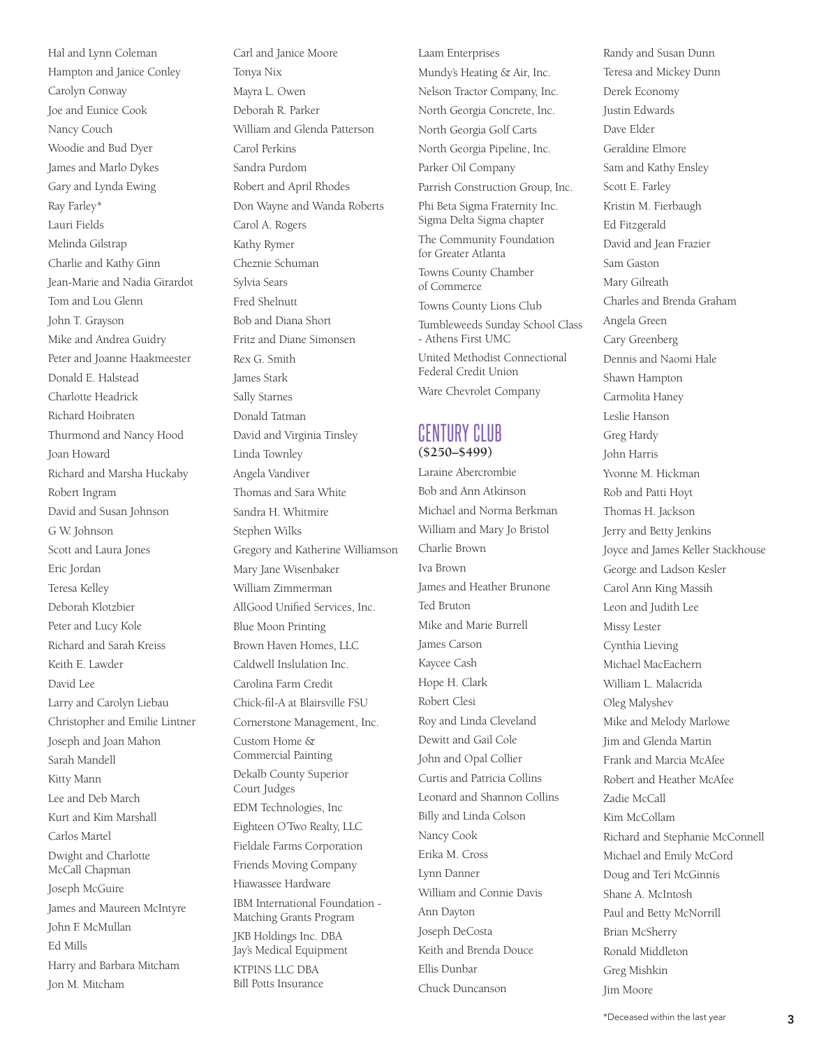Hal and Lynn Coleman
Hampton and Janice Conley
Carolyn Conway
Joe and Eunice Cook
Nancy Couch
Woodie and Bud Dyer
James and Marlo Dykes
Gary and Lynda Ewing
Ray Farley*
Lauri Fields
Melinda Gilstrap
Charlie and Kathy Ginn
Jean-Marie and Nadia Girardot
Tom and Lou Glenn
John T. Grayson
Mike and Andrea Guidry
Peter and Joanne Haakmeester
Donald E. Halstead
Charlotte Headrick
Richard Hoibraten
Thurmond and Nancy Hood
Joan Howard
Richard and Marsha Huckaby
Robert Ingram
David and Susan Johnson
G W. Johnson
Scott and Laura Jones
Eric Jordan
Teresa Kelley
Deborah Klotzbier
Peter and Lucy Kole
Richard and Sarah Kreiss
Keith E. Lawder
David Lee
Larry and Carolyn Liebau
Christopher and Emilie Lintner
Joseph and Joan Mahon
Sarah Mandell
Kitty Mann
Lee and Deb March
Kurt and Kim Marshall
Carlos Martel
Dwight and Charlotte McCall Chapman
Joseph McGuire
James and Maureen McIntyre
John F. McMullan
Ed Mills
Harry and Barbara Mitcham
Jon M. Mitcham
Carl and Janice Moore
Tonya Nix
Mayra L. Owen
Deborah R. Parker
William and Glenda Patterson
Carol Perkins
Sandra Purdom
Robert and April Rhodes
Don Wayne and Wanda Roberts
Carol A. Rogers
Kathy Rymer
Cheznie Schuman
Sylvia Sears
Fred Shelnutt
Bob and Diana Short
Fritz and Diane Simonsen
Rex G. Smith
James Stark
Sally Starnes
Donald Tatman
David and Virginia Tinsley
Linda Townley
Angela Vandiver
Thomas and Sara White
Sandra H. Whitmire
Stephen Wilks
Gregory and Katherine Williamson
Mary Jane Wisenbaker
William Zimmerman
AllGood Unified Services, Inc.
Blue Moon Printing
Brown Haven Homes, LLC
Caldwell Inslulation Inc.
Carolina Farm Credit
Chick-fil-A at Blairsville FSU
Cornerstone Management, Inc.
Custom Home & Commercial Painting
Dekalb County Superior Court Judges
EDM Technologies, Inc
Eighteen O'Two Realty, LLC
Fieldale Farms Corporation
Friends Moving Company
Hiawassee Hardware
IBM International Foundation - Matching Grants Program
JKB Holdings Inc. DBA Jay's Medical Equipment
KTPINS LLC DBA Bill Potts Insurance
Laam Enterprises
Mundy's Heating & Air, Inc.
Nelson Tractor Company, Inc.
North Georgia Concrete, Inc.
North Georgia Golf Carts
North Georgia Pipeline, Inc.
Parker Oil Company
Parrish Construction Group, Inc.
Phi Beta Sigma Fraternity Inc. Sigma Delta Sigma chapter
The Community Foundation for Greater Atlanta
Towns County Chamber of Commerce
Towns County Lions Club
Tumbleweeds Sunday School Class - Athens First UMC
United Methodist Connectional Federal Credit Union
Ware Chevrolet Company

## CENTURY CLUB
**($250–$499)**

Laraine Abercrombie
Bob and Ann Atkinson
Michael and Norma Berkman
William and Mary Jo Bristol
Charlie Brown
Iva Brown
James and Heather Brunone
Ted Bruton
Mike and Marie Burrell
James Carson
Kaycee Cash
Hope H. Clark
Robert Clesi
Roy and Linda Cleveland
Dewitt and Gail Cole
John and Opal Collier
Curtis and Patricia Collins
Leonard and Shannon Collins
Billy and Linda Colson
Nancy Cook
Erika M. Cross
Lynn Danner
William and Connie Davis
Ann Dayton
Joseph DeCosta
Keith and Brenda Douce
Ellis Dunbar
Chuck Duncanson
Randy and Susan Dunn
Teresa and Mickey Dunn
Derek Economy
Justin Edwards
Dave Elder
Geraldine Elmore
Sam and Kathy Ensley
Scott E. Farley
Kristin M. Fierbaugh
Ed Fitzgerald
David and Jean Frazier
Sam Gaston
Mary Gilreath
Charles and Brenda Graham
Angela Green
Cary Greenberg
Dennis and Naomi Hale
Shawn Hampton
Carmolita Haney
Leslie Hanson
Greg Hardy
John Harris
Yvonne M. Hickman
Rob and Patti Hoyt
Thomas H. Jackson
Jerry and Betty Jenkins
Joyce and James Keller Stackhouse
George and Ladson Kesler
Carol Ann King Massih
Leon and Judith Lee
Missy Lester
Cynthia Lieving
Michael MacEachern
William L. Malacrida
Oleg Malyshev
Mike and Melody Marlowe
Jim and Glenda Martin
Frank and Marcia McAfee
Robert and Heather McAfee
Zadie McCall
Kim McCollam
Richard and Stephanie McConnell
Michael and Emily McCord
Doug and Teri McGinnis
Shane A. McIntosh
Paul and Betty McNorrill
Brian McSherry
Ronald Middleton
Greg Mishkin
Jim Moore

*Deceased within the last year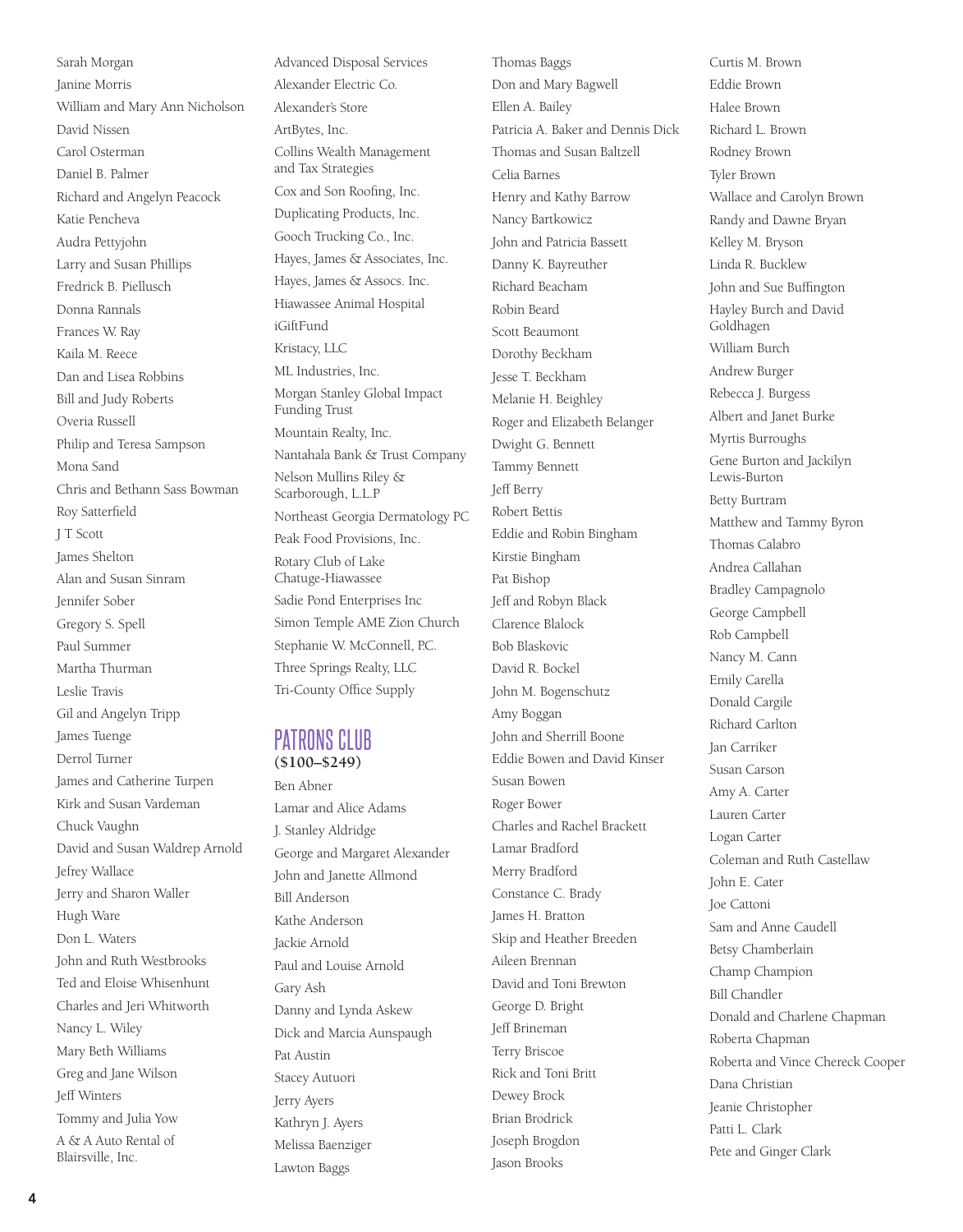Sarah Morgan
Janine Morris
William and Mary Ann Nicholson
David Nissen
Carol Osterman
Daniel B. Palmer
Richard and Angelyn Peacock
Katie Pencheva
Audra Pettyjohn
Larry and Susan Phillips
Fredrick B. Piellusch
Donna Rannals
Frances W. Ray
Kaila M. Reece
Dan and Lisea Robbins
Bill and Judy Roberts
Overia Russell
Philip and Teresa Sampson
Mona Sand
Chris and Bethann Sass Bowman
Roy Satterfield
J T Scott
James Shelton
Alan and Susan Sinram
Jennifer Sober
Gregory S. Spell
Paul Summer
Martha Thurman
Leslie Travis
Gil and Angelyn Tripp
James Tuenge
Derrol Turner
James and Catherine Turpen
Kirk and Susan Vardeman
Chuck Vaughn
David and Susan Waldrep Arnold
Jefrey Wallace
Jerry and Sharon Waller
Hugh Ware
Don L. Waters
John and Ruth Westbrooks
Ted and Eloise Whisenhunt
Charles and Jeri Whitworth
Nancy L. Wiley
Mary Beth Williams
Greg and Jane Wilson
Jeff Winters
Tommy and Julia Yow
A & A Auto Rental of Blairsville, Inc.
Advanced Disposal Services
Alexander Electric Co.
Alexander's Store
ArtBytes, Inc.
Collins Wealth Management and Tax Strategies
Cox and Son Roofing, Inc.
Duplicating Products, Inc.
Gooch Trucking Co., Inc.
Hayes, James & Associates, Inc.
Hayes, James & Assocs. Inc.
Hiawassee Animal Hospital
iGiftFund
Kristacy, LLC
ML Industries, Inc.
Morgan Stanley Global Impact Funding Trust
Mountain Realty, Inc.
Nantahala Bank & Trust Company
Nelson Mullins Riley & Scarborough, L.L.P
Northeast Georgia Dermatology PC
Peak Food Provisions, Inc.
Rotary Club of Lake Chatuge-Hiawassee
Sadie Pond Enterprises Inc
Simon Temple AME Zion Church
Stephanie W. McConnell, P.C.
Three Springs Realty, LLC
Tri-County Office Supply

## PATRONS CLUB
**($100–$249)**

Ben Abner
Lamar and Alice Adams
J. Stanley Aldridge
George and Margaret Alexander
John and Janette Allmond
Bill Anderson
Kathe Anderson
Jackie Arnold
Paul and Louise Arnold
Gary Ash
Danny and Lynda Askew
Dick and Marcia Aunspaugh
Pat Austin
Stacey Autuori
Jerry Ayers
Kathryn J. Ayers
Melissa Baenziger
Lawton Baggs
Thomas Baggs
Don and Mary Bagwell
Ellen A. Bailey
Patricia A. Baker and Dennis Dick
Thomas and Susan Baltzell
Celia Barnes
Henry and Kathy Barrow
Nancy Bartkowicz
John and Patricia Bassett
Danny K. Bayreuther
Richard Beacham
Robin Beard
Scott Beaumont
Dorothy Beckham
Jesse T. Beckham
Melanie H. Beighley
Roger and Elizabeth Belanger
Dwight G. Bennett
Tammy Bennett
Jeff Berry
Robert Bettis
Eddie and Robin Bingham
Kirstie Bingham
Pat Bishop
Jeff and Robyn Black
Clarence Blalock
Bob Blaskovic
David R. Bockel
John M. Bogenschutz
Amy Boggan
John and Sherrill Boone
Eddie Bowen and David Kinser
Susan Bowen
Roger Bower
Charles and Rachel Brackett
Lamar Bradford
Merry Bradford
Constance C. Brady
James H. Bratton
Skip and Heather Breeden
Aileen Brennan
David and Toni Brewton
George D. Bright
Jeff Brineman
Terry Briscoe
Rick and Toni Britt
Dewey Brock
Brian Brodrick
Joseph Brogdon
Jason Brooks
Curtis M. Brown
Eddie Brown
Halee Brown
Richard L. Brown
Rodney Brown
Tyler Brown
Wallace and Carolyn Brown
Randy and Dawne Bryan
Kelley M. Bryson
Linda R. Bucklew
John and Sue Buffington
Hayley Burch and David Goldhagen
William Burch
Andrew Burger
Rebecca J. Burgess
Albert and Janet Burke
Myrtis Burroughs
Gene Burton and Jackilyn Lewis-Burton
Betty Burtram
Matthew and Tammy Byron
Thomas Calabro
Andrea Callahan
Bradley Campagnolo
George Campbell
Rob Campbell
Nancy M. Cann
Emily Carella
Donald Cargile
Richard Carlton
Jan Carriker
Susan Carson
Amy A. Carter
Lauren Carter
Logan Carter
Coleman and Ruth Castellaw
John E. Cater
Joe Cattoni
Sam and Anne Caudell
Betsy Chamberlain
Champ Champion
Bill Chandler
Donald and Charlene Chapman
Roberta Chapman
Roberta and Vince Chereck Cooper
Dana Christian
Jeanie Christopher
Patti L. Clark
Pete and Ginger Clark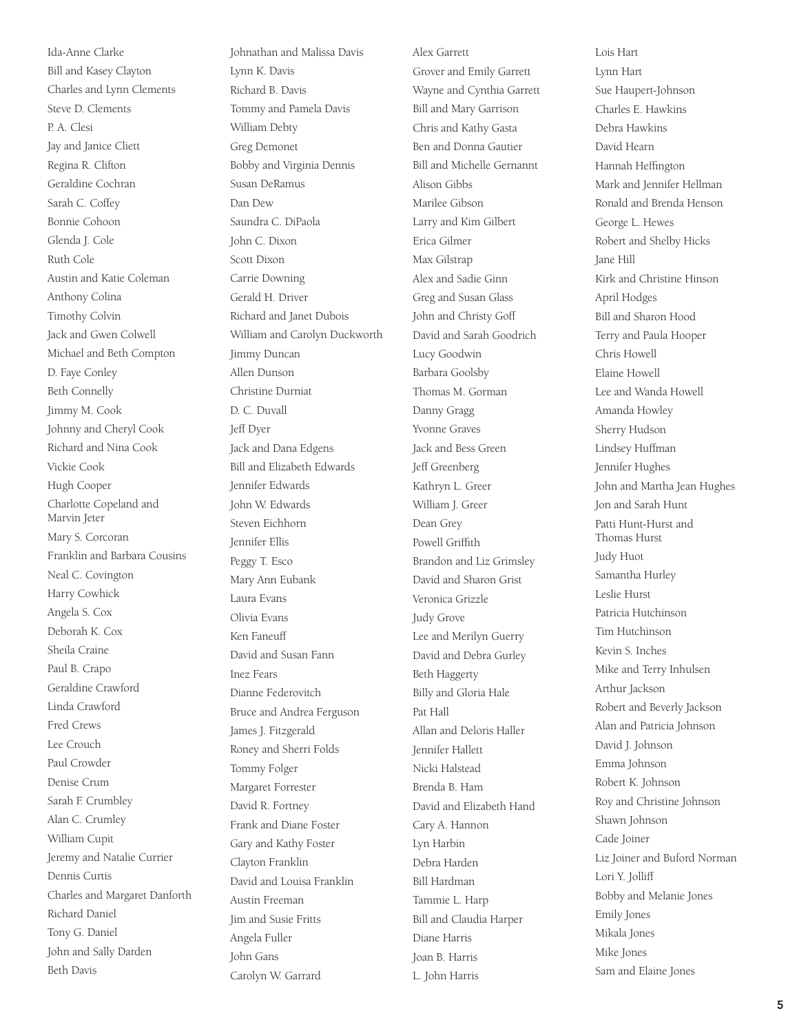Ida-Anne Clarke
Bill and Kasey Clayton
Charles and Lynn Clements
Steve D. Clements
P. A. Clesi
Jay and Janice Cliett
Regina R. Clifton
Geraldine Cochran
Sarah C. Coffey
Bonnie Cohoon
Glenda J. Cole
Ruth Cole
Austin and Katie Coleman
Anthony Colina
Timothy Colvin
Jack and Gwen Colwell
Michael and Beth Compton
D. Faye Conley
Beth Connelly
Jimmy M. Cook
Johnny and Cheryl Cook
Richard and Nina Cook
Vickie Cook
Hugh Cooper
Charlotte Copeland and Marvin Jeter
Mary S. Corcoran
Franklin and Barbara Cousins
Neal C. Covington
Harry Cowhick
Angela S. Cox
Deborah K. Cox
Sheila Craine
Paul B. Crapo
Geraldine Crawford
Linda Crawford
Fred Crews
Lee Crouch
Paul Crowder
Denise Crum
Sarah F. Crumbley
Alan C. Crumley
William Cupit
Jeremy and Natalie Currier
Dennis Curtis
Charles and Margaret Danforth
Richard Daniel
Tony G. Daniel
John and Sally Darden
Beth Davis
Johnathan and Malissa Davis
Lynn K. Davis
Richard B. Davis
Tommy and Pamela Davis
William Debty
Greg Demonet
Bobby and Virginia Dennis
Susan DeRamus
Dan Dew
Saundra C. DiPaola
John C. Dixon
Scott Dixon
Carrie Downing
Gerald H. Driver
Richard and Janet Dubois
William and Carolyn Duckworth
Jimmy Duncan
Allen Dunson
Christine Durniat
D. C. Duvall
Jeff Dyer
Jack and Dana Edgens
Bill and Elizabeth Edwards
Jennifer Edwards
John W. Edwards
Steven Eichhorn
Jennifer Ellis
Peggy T. Esco
Mary Ann Eubank
Laura Evans
Olivia Evans
Ken Faneuff
David and Susan Fann
Inez Fears
Dianne Federovitch
Bruce and Andrea Ferguson
James J. Fitzgerald
Roney and Sherri Folds
Tommy Folger
Margaret Forrester
David R. Fortney
Frank and Diane Foster
Gary and Kathy Foster
Clayton Franklin
David and Louisa Franklin
Austin Freeman
Jim and Susie Fritts
Angela Fuller
John Gans
Carolyn W. Garrard
Alex Garrett
Grover and Emily Garrett
Wayne and Cynthia Garrett
Bill and Mary Garrison
Chris and Kathy Gasta
Ben and Donna Gautier
Bill and Michelle Gernannt
Alison Gibbs
Marilee Gibson
Larry and Kim Gilbert
Erica Gilmer
Max Gilstrap
Alex and Sadie Ginn
Greg and Susan Glass
John and Christy Goff
David and Sarah Goodrich
Lucy Goodwin
Barbara Goolsby
Thomas M. Gorman
Danny Gragg
Yvonne Graves
Jack and Bess Green
Jeff Greenberg
Kathryn L. Greer
William J. Greer
Dean Grey
Powell Griffith
Brandon and Liz Grimsley
David and Sharon Grist
Veronica Grizzle
Judy Grove
Lee and Merilyn Guerry
David and Debra Gurley
Beth Haggerty
Billy and Gloria Hale
Pat Hall
Allan and Deloris Haller
Jennifer Hallett
Nicki Halstead
Brenda B. Ham
David and Elizabeth Hand
Cary A. Hannon
Lyn Harbin
Debra Harden
Bill Hardman
Tammie L. Harp
Bill and Claudia Harper
Diane Harris
Joan B. Harris
L. John Harris
Lois Hart
Lynn Hart
Sue Haupert-Johnson
Charles E. Hawkins
Debra Hawkins
David Hearn
Hannah Heffington
Mark and Jennifer Hellman
Ronald and Brenda Henson
George L. Hewes
Robert and Shelby Hicks
Jane Hill
Kirk and Christine Hinson
April Hodges
Bill and Sharon Hood
Terry and Paula Hooper
Chris Howell
Elaine Howell
Lee and Wanda Howell
Amanda Howley
Sherry Hudson
Lindsey Huffman
Jennifer Hughes
John and Martha Jean Hughes
Jon and Sarah Hunt
Patti Hunt-Hurst and Thomas Hurst
Judy Huot
Samantha Hurley
Leslie Hurst
Patricia Hutchinson
Tim Hutchinson
Kevin S. Inches
Mike and Terry Inhulsen
Arthur Jackson
Robert and Beverly Jackson
Alan and Patricia Johnson
David J. Johnson
Emma Johnson
Robert K. Johnson
Roy and Christine Johnson
Shawn Johnson
Cade Joiner
Liz Joiner and Buford Norman
Lori Y. Jolliff
Bobby and Melanie Jones
Emily Jones
Mikala Jones
Mike Jones
Sam and Elaine Jones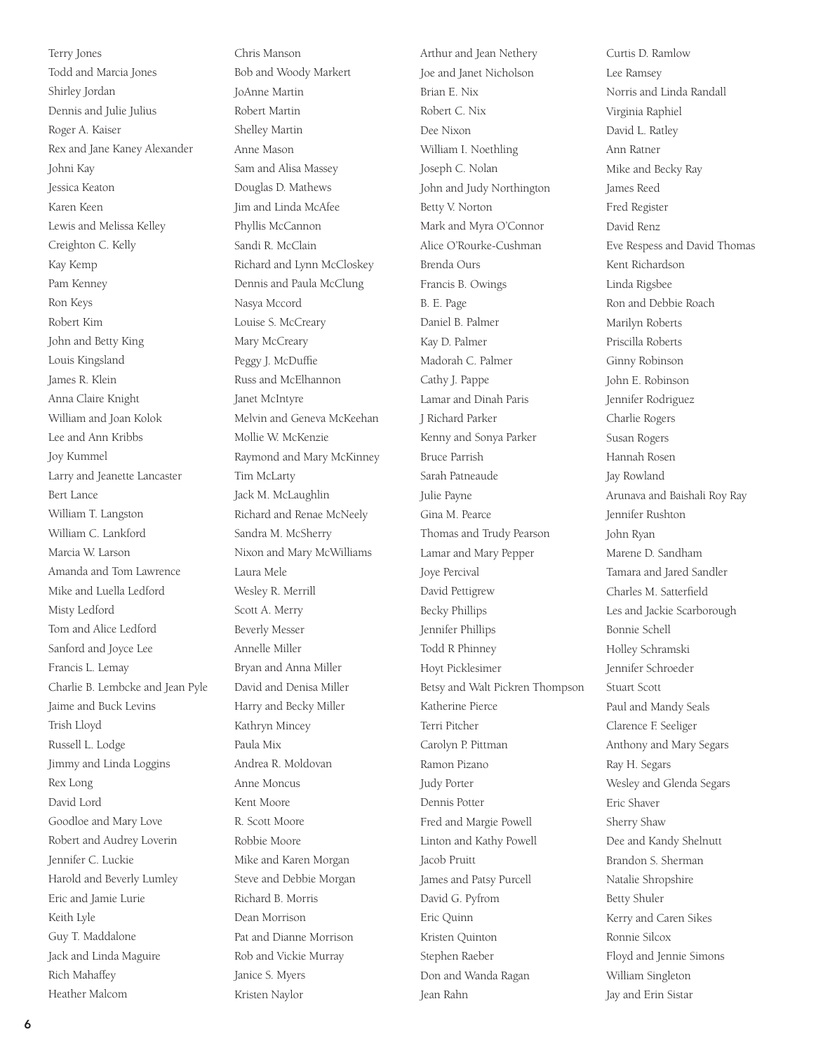Terry Jones
Todd and Marcia Jones
Shirley Jordan
Dennis and Julie Julius
Roger A. Kaiser
Rex and Jane Kaney Alexander
Johni Kay
Jessica Keaton
Karen Keen
Lewis and Melissa Kelley
Creighton C. Kelly
Kay Kemp
Pam Kenney
Ron Keys
Robert Kim
John and Betty King
Louis Kingsland
James R. Klein
Anna Claire Knight
William and Joan Kolok
Lee and Ann Kribbs
Joy Kummel
Larry and Jeanette Lancaster
Bert Lance
William T. Langston
William C. Lankford
Marcia W. Larson
Amanda and Tom Lawrence
Mike and Luella Ledford
Misty Ledford
Tom and Alice Ledford
Sanford and Joyce Lee
Francis L. Lemay
Charlie B. Lembcke and Jean Pyle
Jaime and Buck Levins
Trish Lloyd
Russell L. Lodge
Jimmy and Linda Loggins
Rex Long
David Lord
Goodloe and Mary Love
Robert and Audrey Loverin
Jennifer C. Luckie
Harold and Beverly Lumley
Eric and Jamie Lurie
Keith Lyle
Guy T. Maddalone
Jack and Linda Maguire
Rich Mahaffey
Heather Malcom

Chris Manson
Bob and Woody Markert
JoAnne Martin
Robert Martin
Shelley Martin
Anne Mason
Sam and Alisa Massey
Douglas D. Mathews
Jim and Linda McAfee
Phyllis McCannon
Sandi R. McClain
Richard and Lynn McCloskey
Dennis and Paula McClung
Nasya Mccord
Louise S. McCreary
Mary McCreary
Peggy J. McDuffie
Russ and McElhannon
Janet McIntyre
Melvin and Geneva McKeehan
Mollie W. McKenzie
Raymond and Mary McKinney
Tim McLarty
Jack M. McLaughlin
Richard and Renae McNeely
Sandra M. McSherry
Nixon and Mary McWilliams
Laura Mele
Wesley R. Merrill
Scott A. Merry
Beverly Messer
Annelle Miller
Bryan and Anna Miller
David and Denisa Miller
Harry and Becky Miller
Kathryn Mincey
Paula Mix
Andrea R. Moldovan
Anne Moncus
Kent Moore
R. Scott Moore
Robbie Moore
Mike and Karen Morgan
Steve and Debbie Morgan
Richard B. Morris
Dean Morrison
Pat and Dianne Morrison
Rob and Vickie Murray
Janice S. Myers
Kristen Naylor

Arthur and Jean Nethery
Joe and Janet Nicholson
Brian E. Nix
Robert C. Nix
Dee Nixon
William I. Noethling
Joseph C. Nolan
John and Judy Northington
Betty V. Norton
Mark and Myra O'Connor
Alice O'Rourke-Cushman
Brenda Ours
Francis B. Owings
B. E. Page
Daniel B. Palmer
Kay D. Palmer
Madorah C. Palmer
Cathy J. Pappe
Lamar and Dinah Paris
J Richard Parker
Kenny and Sonya Parker
Bruce Parrish
Sarah Patneaude
Julie Payne
Gina M. Pearce
Thomas and Trudy Pearson
Lamar and Mary Pepper
Joye Percival
David Pettigrew
Becky Phillips
Jennifer Phillips
Todd R Phinney
Hoyt Picklesimer
Betsy and Walt Pickren Thompson
Katherine Pierce
Terri Pitcher
Carolyn P. Pittman
Ramon Pizano
Judy Porter
Dennis Potter
Fred and Margie Powell
Linton and Kathy Powell
Jacob Pruitt
James and Patsy Purcell
David G. Pyfrom
Eric Quinn
Kristen Quinton
Stephen Raeber
Don and Wanda Ragan
Jean Rahn

Curtis D. Ramlow
Lee Ramsey
Norris and Linda Randall
Virginia Raphiel
David L. Ratley
Ann Ratner
Mike and Becky Ray
James Reed
Fred Register
David Renz
Eve Respess and David Thomas
Kent Richardson
Linda Rigsbee
Ron and Debbie Roach
Marilyn Roberts
Priscilla Roberts
Ginny Robinson
John E. Robinson
Jennifer Rodriguez
Charlie Rogers
Susan Rogers
Hannah Rosen
Jay Rowland
Arunava and Baishali Roy Ray
Jennifer Rushton
John Ryan
Marene D. Sandham
Tamara and Jared Sandler
Charles M. Satterfield
Les and Jackie Scarborough
Bonnie Schell
Holley Schramski
Jennifer Schroeder
Stuart Scott
Paul and Mandy Seals
Clarence F. Seeliger
Anthony and Mary Segars
Ray H. Segars
Wesley and Glenda Segars
Eric Shaver
Sherry Shaw
Dee and Kandy Shelnutt
Brandon S. Sherman
Natalie Shropshire
Betty Shuler
Kerry and Caren Sikes
Ronnie Silcox
Floyd and Jennie Simons
William Singleton
Jay and Erin Sistar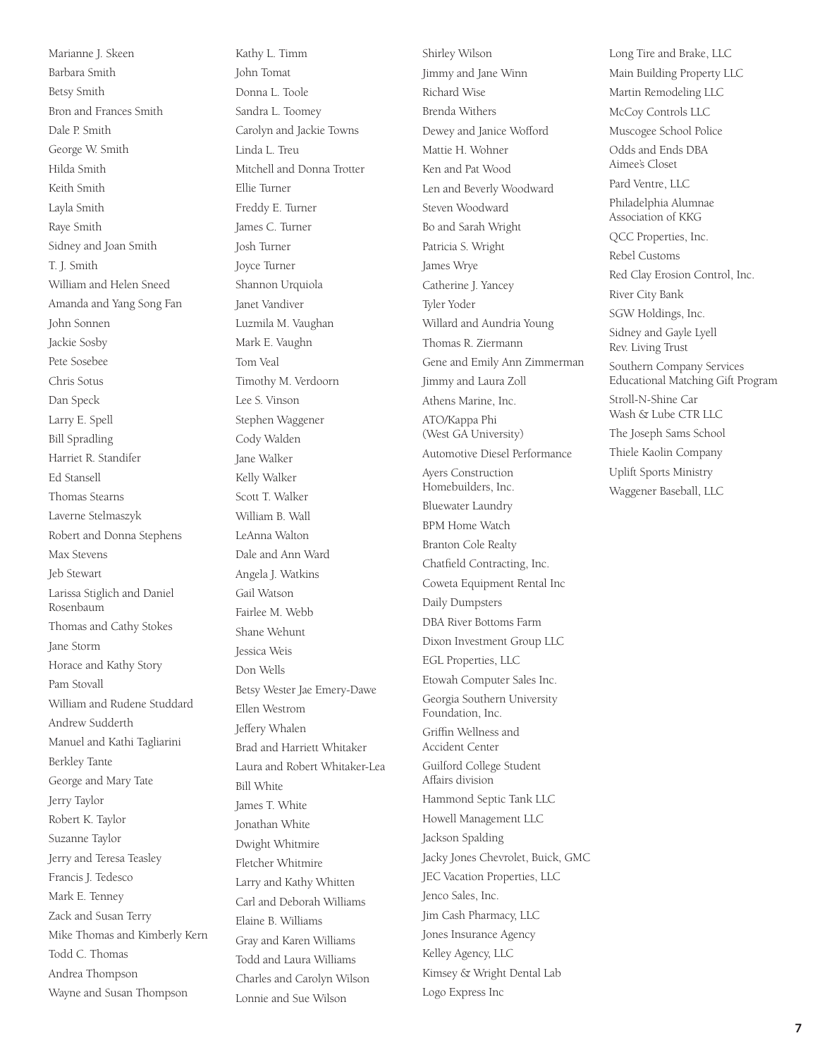Marianne J. Skeen
Barbara Smith
Betsy Smith
Bron and Frances Smith
Dale P. Smith
George W. Smith
Hilda Smith
Keith Smith
Layla Smith
Raye Smith
Sidney and Joan Smith
T. J. Smith
William and Helen Sneed
Amanda and Yang Song Fan
John Sonnen
Jackie Sosby
Pete Sosebee
Chris Sotus
Dan Speck
Larry E. Spell
Bill Spradling
Harriet R. Standifer
Ed Stansell
Thomas Stearns
Laverne Stelmaszyk
Robert and Donna Stephens
Max Stevens
Jeb Stewart
Larissa Stiglich and Daniel Rosenbaum
Thomas and Cathy Stokes
Jane Storm
Horace and Kathy Story
Pam Stovall
William and Rudene Studdard
Andrew Sudderth
Manuel and Kathi Tagliarini
Berkley Tante
George and Mary Tate
Jerry Taylor
Robert K. Taylor
Suzanne Taylor
Jerry and Teresa Teasley
Francis J. Tedesco
Mark E. Tenney
Zack and Susan Terry
Mike Thomas and Kimberly Kern
Todd C. Thomas
Andrea Thompson
Wayne and Susan Thompson
Kathy L. Timm
John Tomat
Donna L. Toole
Sandra L. Toomey
Carolyn and Jackie Towns
Linda L. Treu
Mitchell and Donna Trotter
Ellie Turner
Freddy E. Turner
James C. Turner
Josh Turner
Joyce Turner
Shannon Urquiola
Janet Vandiver
Luzmila M. Vaughan
Mark E. Vaughn
Tom Veal
Timothy M. Verdoorn
Lee S. Vinson
Stephen Waggener
Cody Walden
Jane Walker
Kelly Walker
Scott T. Walker
William B. Wall
LeAnna Walton
Dale and Ann Ward
Angela J. Watkins
Gail Watson
Fairlee M. Webb
Shane Wehunt
Jessica Weis
Don Wells
Betsy Wester Jae Emery-Dawe
Ellen Westrom
Jeffery Whalen
Brad and Harriett Whitaker
Laura and Robert Whitaker-Lea
Bill White
James T. White
Jonathan White
Dwight Whitmire
Fletcher Whitmire
Larry and Kathy Whitten
Carl and Deborah Williams
Elaine B. Williams
Gray and Karen Williams
Todd and Laura Williams
Charles and Carolyn Wilson
Lonnie and Sue Wilson
Shirley Wilson
Jimmy and Jane Winn
Richard Wise
Brenda Withers
Dewey and Janice Wofford
Mattie H. Wohner
Ken and Pat Wood
Len and Beverly Woodward
Steven Woodward
Bo and Sarah Wright
Patricia S. Wright
James Wrye
Catherine J. Yancey
Tyler Yoder
Willard and Aundria Young
Thomas R. Ziermann
Gene and Emily Ann Zimmerman
Jimmy and Laura Zoll
Athens Marine, Inc.
ATO/Kappa Phi (West GA University)
Automotive Diesel Performance
Ayers Construction Homebuilders, Inc.
Bluewater Laundry
BPM Home Watch
Branton Cole Realty
Chatfield Contracting, Inc.
Coweta Equipment Rental Inc
Daily Dumpsters
DBA River Bottoms Farm
Dixon Investment Group LLC
EGL Properties, LLC
Etowah Computer Sales Inc.
Georgia Southern University Foundation, Inc.
Griffin Wellness and Accident Center
Guilford College Student Affairs division
Hammond Septic Tank LLC
Howell Management LLC
Jackson Spalding
Jacky Jones Chevrolet, Buick, GMC
JEC Vacation Properties, LLC
Jenco Sales, Inc.
Jim Cash Pharmacy, LLC
Jones Insurance Agency
Kelley Agency, LLC
Kimsey & Wright Dental Lab
Logo Express Inc
Long Tire and Brake, LLC
Main Building Property LLC
Martin Remodeling LLC
McCoy Controls LLC
Muscogee School Police
Odds and Ends DBA Aimee's Closet
Pard Ventre, LLC
Philadelphia Alumnae Association of KKG
QCC Properties, Inc.
Rebel Customs
Red Clay Erosion Control, Inc.
River City Bank
SGW Holdings, Inc.
Sidney and Gayle Lyell Rev. Living Trust
Southern Company Services Educational Matching Gift Program
Stroll-N-Shine Car Wash & Lube CTR LLC
The Joseph Sams School
Thiele Kaolin Company
Uplift Sports Ministry
Waggener Baseball, LLC